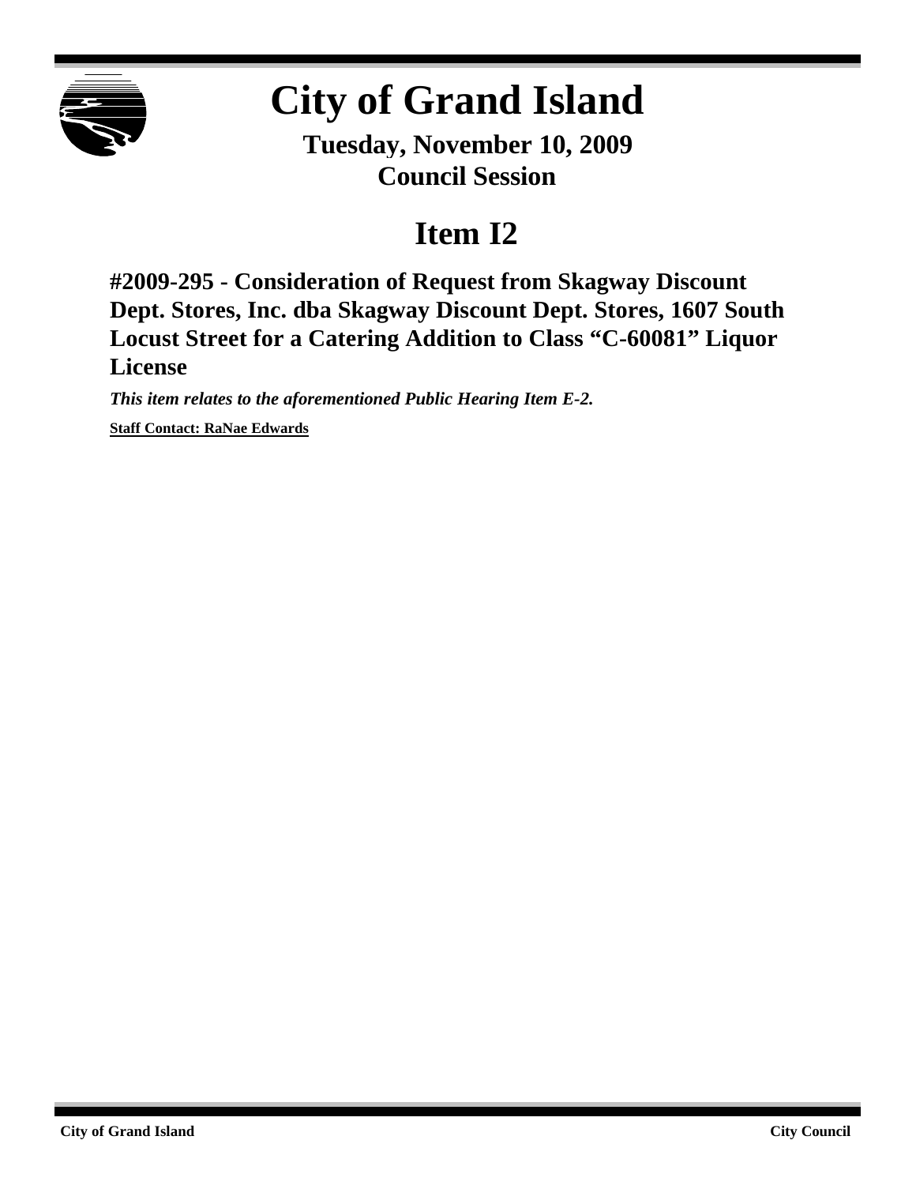# City of Grand Island

**Tuesday, November 10, 2009**
**Council Session**

## Item I2

### #2009-295 - Consideration of Request from Skagway Discount Dept. Stores, Inc. dba Skagway Discount Dept. Stores, 1607 South Locust Street for a Catering Addition to Class "C-60081" Liquor License

***This item relates to the aforementioned Public Hearing Item E-2.***

**Staff Contact: RaNae Edwards**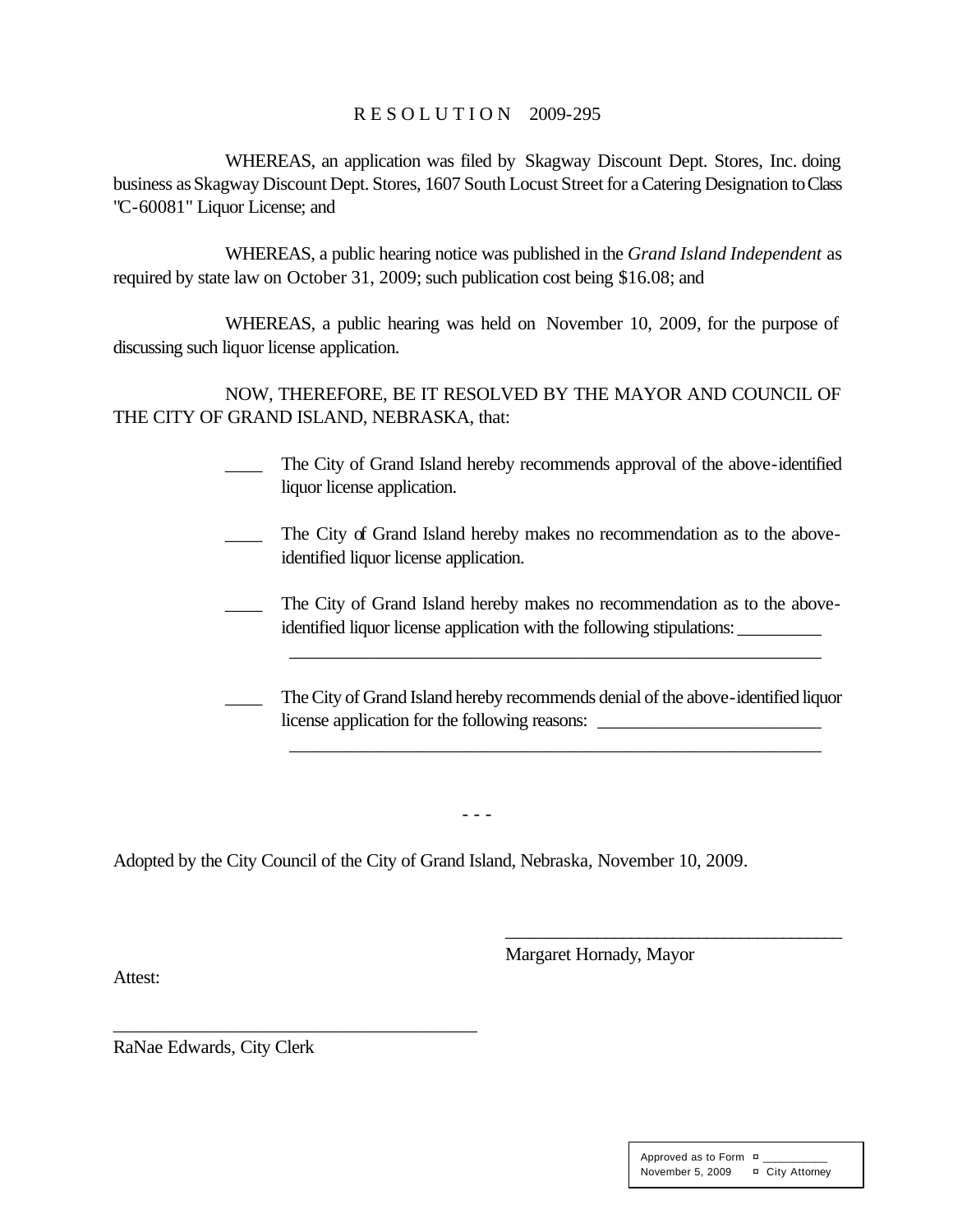# R E S O L U T I O N 2009-295

WHEREAS, an application was filed by Skagway Discount Dept. Stores, Inc. doing business as Skagway Discount Dept. Stores, 1607 South Locust Street for a Catering Designation to Class "C-60081" Liquor License; and

WHEREAS, a public hearing notice was published in the *Grand Island Independent* as required by state law on October 31, 2009; such publication cost being $16.08; and

WHEREAS, a public hearing was held on November 10, 2009, for the purpose of discussing such liquor license application.

NOW, THEREFORE, BE IT RESOLVED BY THE MAYOR AND COUNCIL OF THE CITY OF GRAND ISLAND, NEBRASKA, that:

____ The City of Grand Island hereby recommends approval of the above-identified liquor license application.

____ The City of Grand Island hereby makes no recommendation as to the above-identified liquor license application.

____ The City of Grand Island hereby makes no recommendation as to the above-identified liquor license application with the following stipulations: _________
_____________________________________________________________

____ The City of Grand Island hereby recommends denial of the above-identified liquor license application for the following reasons: ________________________
_____________________________________________________________

- - -

Adopted by the City Council of the City of Grand Island, Nebraska, November 10, 2009.

_____________________________________
Margaret Hornady, Mayor

Attest:

_______________________________________
RaNae Edwards, City Clerk

| | |
|---|---|
| Approved as to Form ¤ | ___________ |
| November 5, 2009 | ¤ City Attorney |